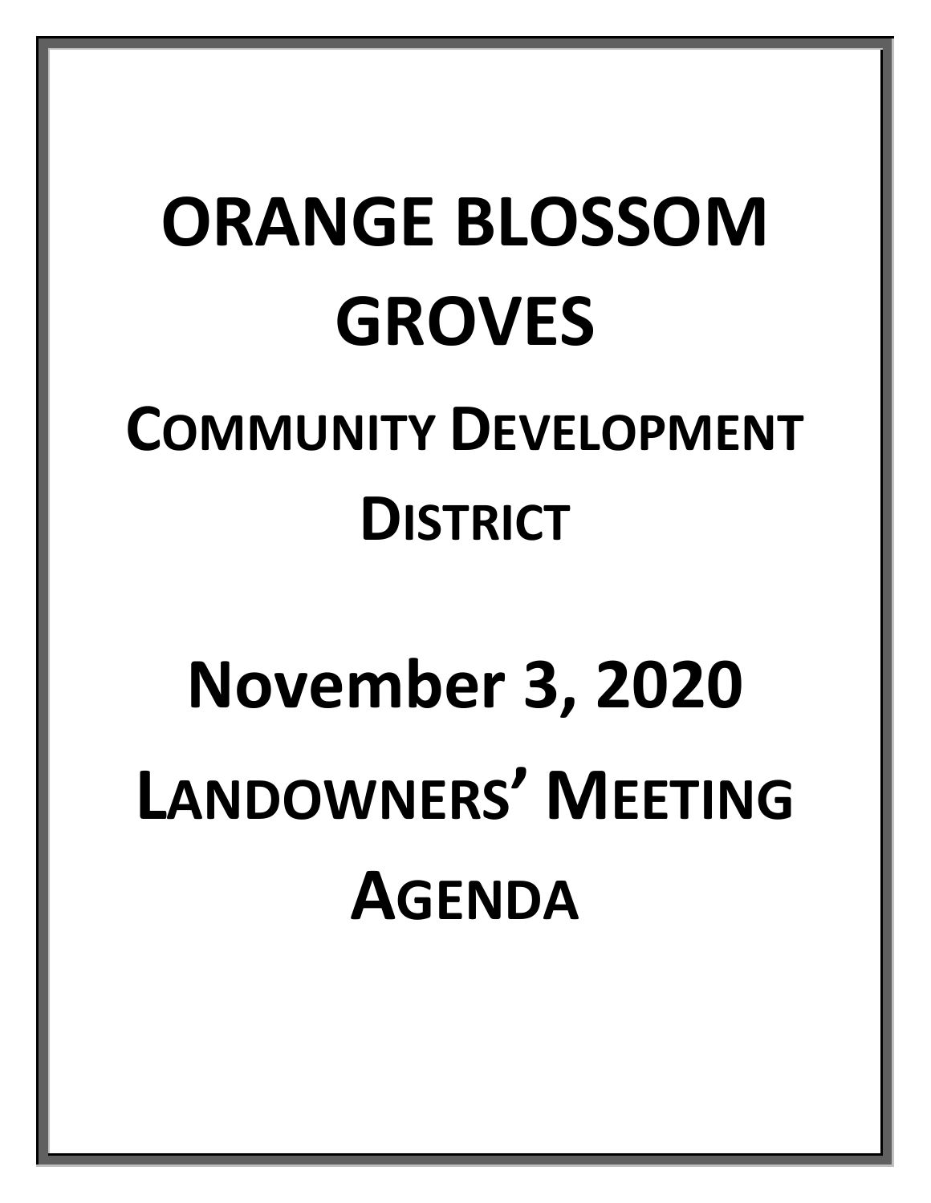# ORANGE BLOSSOM GROVES

## COMMUNITY DEVELOPMENT DISTRICT

# November 3, 2020

## LANDOWNERS' MEETING AGENDA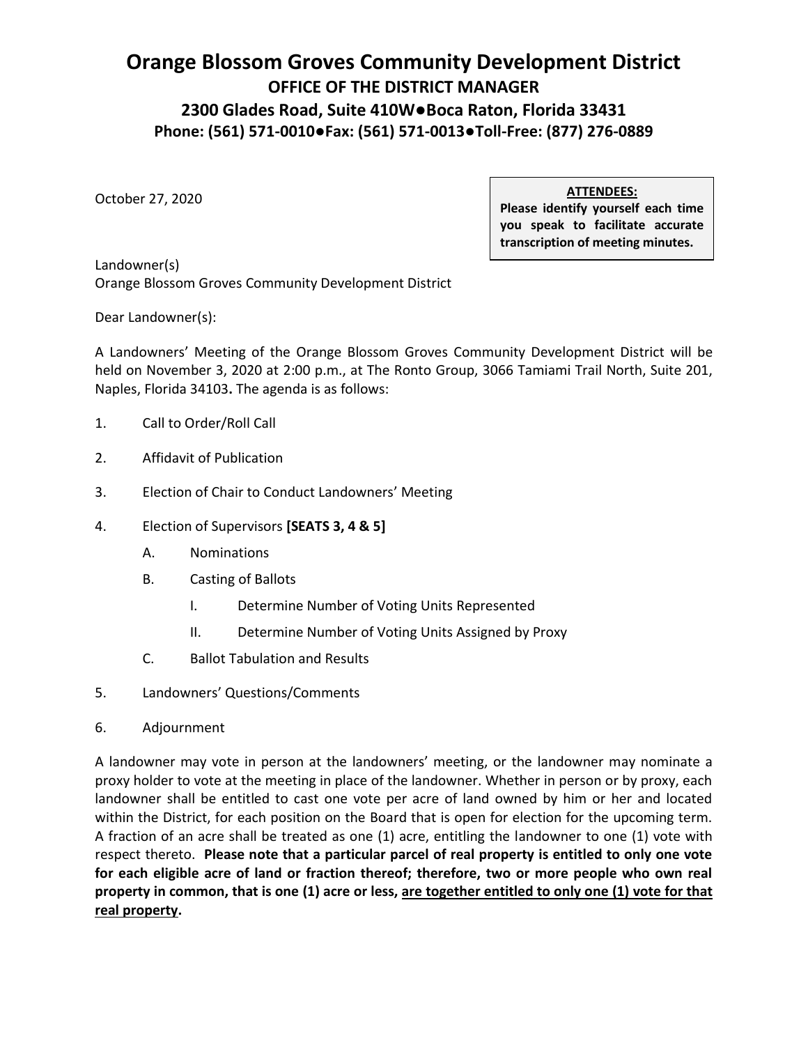# Orange Blossom Groves Community Development District

## OFFICE OF THE DISTRICT MANAGER

## 2300 Glades Road, Suite 410W●Boca Raton, Florida 33431

## Phone: (561) 571-0010●Fax: (561) 571-0013●Toll-Free: (877) 276-0889

October 27, 2020

> **ATTENDEES:**
> **Please identify yourself each time you speak to facilitate accurate transcription of meeting minutes.**

Landowner(s)
Orange Blossom Groves Community Development District

Dear Landowner(s):

A Landowners' Meeting of the Orange Blossom Groves Community Development District will be held on November 3, 2020 at 2:00 p.m., at The Ronto Group, 3066 Tamiami Trail North, Suite 201, Naples, Florida 34103**.** The agenda is as follows:

1. Call to Order/Roll Call
2. Affidavit of Publication
3. Election of Chair to Conduct Landowners' Meeting
4. Election of Supervisors **[SEATS 3, 4 & 5]**
   - A. Nominations
   - B. Casting of Ballots
     - I. Determine Number of Voting Units Represented
     - II. Determine Number of Voting Units Assigned by Proxy
   - C. Ballot Tabulation and Results
5. Landowners' Questions/Comments
6. Adjournment

A landowner may vote in person at the landowners' meeting, or the landowner may nominate a proxy holder to vote at the meeting in place of the landowner. Whether in person or by proxy, each landowner shall be entitled to cast one vote per acre of land owned by him or her and located within the District, for each position on the Board that is open for election for the upcoming term. A fraction of an acre shall be treated as one (1) acre, entitling the landowner to one (1) vote with respect thereto. **Please note that a particular parcel of real property is entitled to only one vote for each eligible acre of land or fraction thereof; therefore, two or more people who own real property in common, that is one (1) acre or less, <u>are together entitled to only one (1) vote for that real property</u>.**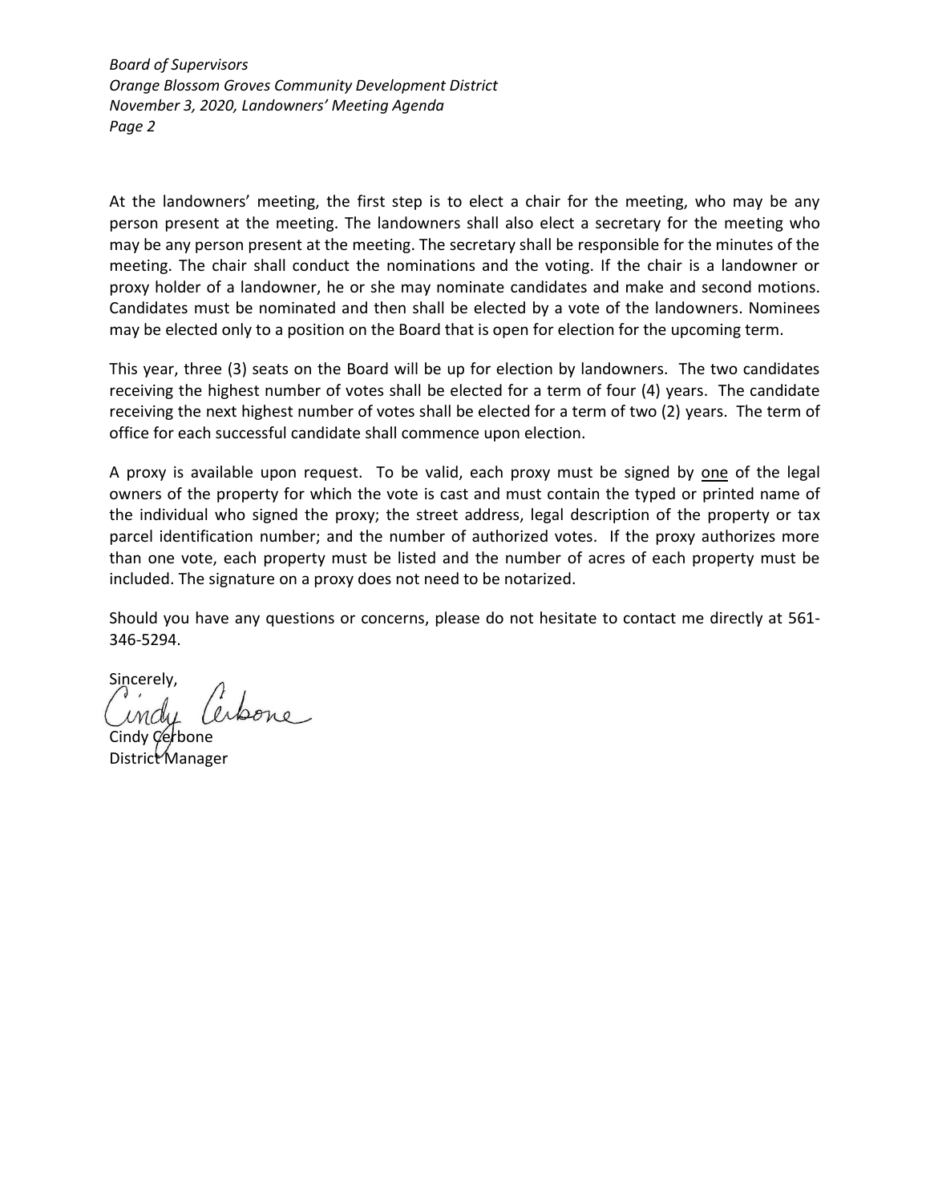At the landowners' meeting, the first step is to elect a chair for the meeting, who may be any person present at the meeting. The landowners shall also elect a secretary for the meeting who may be any person present at the meeting. The secretary shall be responsible for the minutes of the meeting. The chair shall conduct the nominations and the voting. If the chair is a landowner or proxy holder of a landowner, he or she may nominate candidates and make and second motions. Candidates must be nominated and then shall be elected by a vote of the landowners. Nominees may be elected only to a position on the Board that is open for election for the upcoming term.

This year, three (3) seats on the Board will be up for election by landowners. The two candidates receiving the highest number of votes shall be elected for a term of four (4) years. The candidate receiving the next highest number of votes shall be elected for a term of two (2) years. The term of office for each successful candidate shall commence upon election.

A proxy is available upon request. To be valid, each proxy must be signed by <u>one</u> of the legal owners of the property for which the vote is cast and must contain the typed or printed name of the individual who signed the proxy; the street address, legal description of the property or tax parcel identification number; and the number of authorized votes. If the proxy authorizes more than one vote, each property must be listed and the number of acres of each property must be included. The signature on a proxy does not need to be notarized.

Should you have any questions or concerns, please do not hesitate to contact me directly at 561-346-5294.

Sincerely,

Cindy Cerbone
District Manager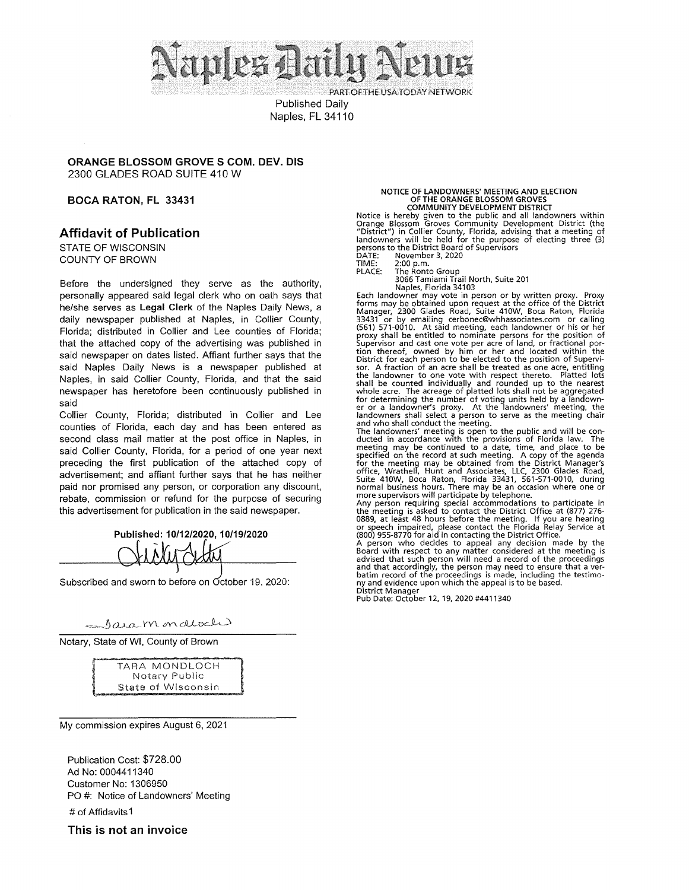# Naples Daily News

PART OF THE USA TODAY NETWORK

Published Daily
Naples, FL 34110

**ORANGE BLOSSOM GROVE S COM. DEV. DIS**
2300 GLADES ROAD SUITE 410 W

**BOCA RATON, FL 33431**

## Affidavit of Publication

STATE OF WISCONSIN
COUNTY OF BROWN

Before the undersigned they serve as the authority, personally appeared said legal clerk who on oath says that he/she serves as **Legal Clerk** of the Naples Daily News, a daily newspaper published at Naples, in Collier County, Florida; distributed in Collier and Lee counties of Florida; that the attached copy of the advertising was published in said newspaper on dates listed. Affiant further says that the said Naples Daily News is a newspaper published at Naples, in said Collier County, Florida, and that the said newspaper has heretofore been continuously published in said
Collier County, Florida; distributed in Collier and Lee counties of Florida, each day and has been entered as second class mail matter at the post office in Naples, in said Collier County, Florida, for a period of one year next preceding the first publication of the attached copy of advertisement; and affiant further says that he has neither paid nor promised any person, or corporation any discount, rebate, commission or refund for the purpose of securing this advertisement for publication in the said newspaper.

**Published: 10/12/2020, 10/19/2020**

Subscribed and sworn to before on October 19, 2020:

Notary, State of WI, County of Brown

TARA MONDLOCH
Notary Public
State of Wisconsin

My commission expires August 6, 2021

Publication Cost: $728.00
Ad No: 0004411340
Customer No: 1306950
PO #: Notice of Landowners' Meeting
# of Affidavits 1

**This is not an invoice**

**NOTICE OF LANDOWNERS' MEETING AND ELECTION OF THE ORANGE BLOSSOM GROVES COMMUNITY DEVELOPMENT DISTRICT**

Notice is hereby given to the public and all landowners within Orange Blossom Groves Community Development District (the "District") in Collier County, Florida, advising that a meeting of landowners will be held for the purpose of electing three (3) persons to the District Board of Supervisors

DATE: November 3, 2020
TIME: 2:00 p.m.
PLACE: The Ronto Group
3066 Tamiami Trail North, Suite 201
Naples, Florida 34103

Each landowner may vote in person or by written proxy. Proxy forms may be obtained upon request at the office of the District Manager, 2300 Glades Road, Suite 410W, Boca Raton, Florida 33431 or by emailing cerbonec@whhassociates.com or calling (561) 571-0010. At said meeting, each landowner or his or her proxy shall be entitled to nominate persons for the position of Supervisor and cast one vote per acre of land, or fractional portion thereof, owned by him or her and located within the District for each person to be elected to the position of Supervisor. A fraction of an acre shall be treated as one acre, entitling the landowner to one vote with respect thereto. Platted lots shall be counted individually and rounded up to the nearest whole acre. The acreage of platted lots shall not be aggregated for determining the number of voting units held by a landowner or a landowner's proxy. At the landowners' meeting, the landowners shall select a person to serve as the meeting chair and who shall conduct the meeting.

The landowners' meeting is open to the public and will be conducted in accordance with the provisions of Florida law. The meeting may be continued to a date, time, and place to be specified on the record at such meeting. A copy of the agenda for the meeting may be obtained from the District Manager's office, Wrathell, Hunt and Associates, LLC, 2300 Glades Road, Suite 410W, Boca Raton, Florida 33431, 561-571-0010, during normal business hours. There may be an occasion where one or more supervisors will participate by telephone.

Any person requiring special accommodations to participate in the meeting is asked to contact the District Office at (877) 276-0889, at least 48 hours before the meeting. If you are hearing or speech impaired, please contact the Florida Relay Service at (800) 955-8770 for aid in contacting the District Office.

A person who decides to appeal any decision made by the Board with respect to any matter considered at the meeting is advised that such person will need a record of the proceedings and that accordingly, the person may need to ensure that a verbatim record of the proceedings is made, including the testimony and evidence upon which the appeal is to be based.

District Manager
Pub Date: October 12, 19, 2020 #4411340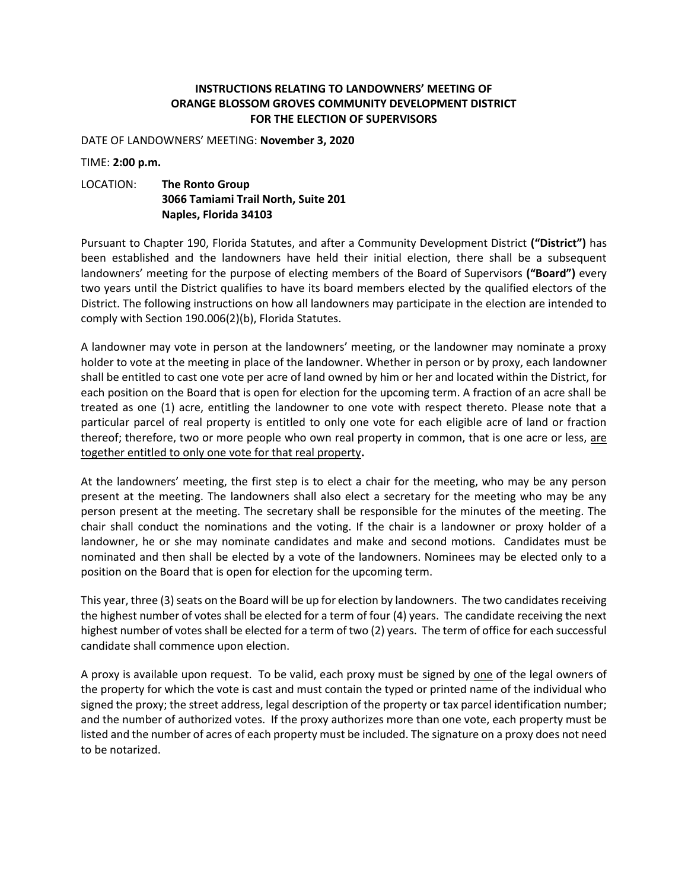**INSTRUCTIONS RELATING TO LANDOWNERS' MEETING OF**
**ORANGE BLOSSOM GROVES COMMUNITY DEVELOPMENT DISTRICT**
**FOR THE ELECTION OF SUPERVISORS**

DATE OF LANDOWNERS' MEETING: **November 3, 2020**

TIME: **2:00 p.m.**

LOCATION: **The Ronto Group**
**3066 Tamiami Trail North, Suite 201**
**Naples, Florida 34103**

Pursuant to Chapter 190, Florida Statutes, and after a Community Development District **("District")** has been established and the landowners have held their initial election, there shall be a subsequent landowners' meeting for the purpose of electing members of the Board of Supervisors **("Board")** every two years until the District qualifies to have its board members elected by the qualified electors of the District. The following instructions on how all landowners may participate in the election are intended to comply with Section 190.006(2)(b), Florida Statutes.

A landowner may vote in person at the landowners' meeting, or the landowner may nominate a proxy holder to vote at the meeting in place of the landowner. Whether in person or by proxy, each landowner shall be entitled to cast one vote per acre of land owned by him or her and located within the District, for each position on the Board that is open for election for the upcoming term. A fraction of an acre shall be treated as one (1) acre, entitling the landowner to one vote with respect thereto. Please note that a particular parcel of real property is entitled to only one vote for each eligible acre of land or fraction thereof; therefore, two or more people who own real property in common, that is one acre or less, <u>are together entitled to only one vote for that real property</u>**.**

At the landowners' meeting, the first step is to elect a chair for the meeting, who may be any person present at the meeting. The landowners shall also elect a secretary for the meeting who may be any person present at the meeting. The secretary shall be responsible for the minutes of the meeting. The chair shall conduct the nominations and the voting. If the chair is a landowner or proxy holder of a landowner, he or she may nominate candidates and make and second motions. Candidates must be nominated and then shall be elected by a vote of the landowners. Nominees may be elected only to a position on the Board that is open for election for the upcoming term.

This year, three (3) seats on the Board will be up for election by landowners. The two candidates receiving the highest number of votes shall be elected for a term of four (4) years. The candidate receiving the next highest number of votes shall be elected for a term of two (2) years. The term of office for each successful candidate shall commence upon election.

A proxy is available upon request. To be valid, each proxy must be signed by <u>one</u> of the legal owners of the property for which the vote is cast and must contain the typed or printed name of the individual who signed the proxy; the street address, legal description of the property or tax parcel identification number; and the number of authorized votes. If the proxy authorizes more than one vote, each property must be listed and the number of acres of each property must be included. The signature on a proxy does not need to be notarized.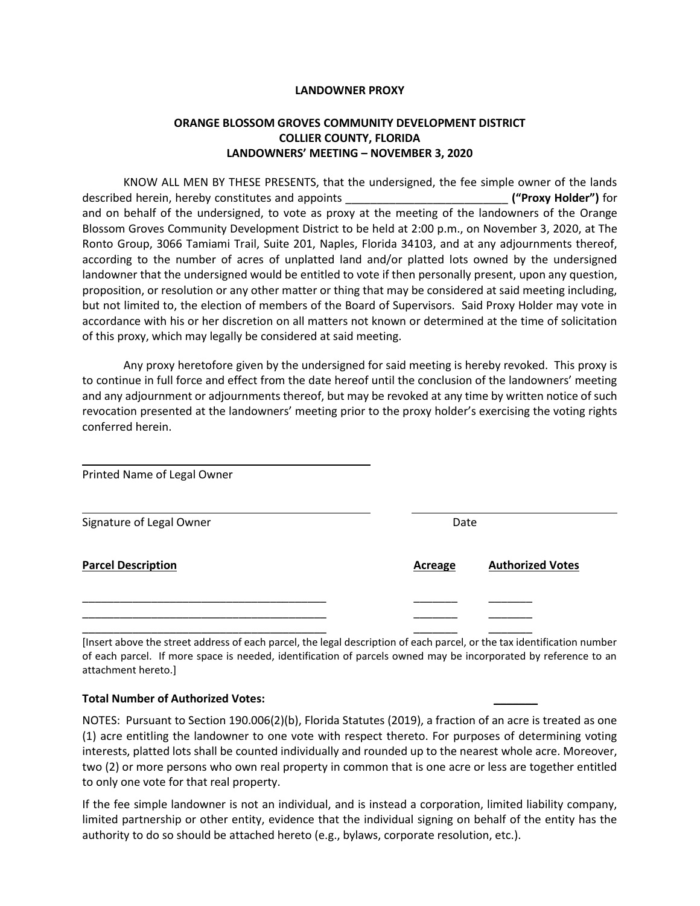**LANDOWNER PROXY**

**ORANGE BLOSSOM GROVES COMMUNITY DEVELOPMENT DISTRICT**
**COLLIER COUNTY, FLORIDA**
**LANDOWNERS' MEETING – NOVEMBER 3, 2020**

KNOW ALL MEN BY THESE PRESENTS, that the undersigned, the fee simple owner of the lands described herein, hereby constitutes and appoints _________________________ **("Proxy Holder")** for and on behalf of the undersigned, to vote as proxy at the meeting of the landowners of the Orange Blossom Groves Community Development District to be held at 2:00 p.m., on November 3, 2020, at The Ronto Group, 3066 Tamiami Trail, Suite 201, Naples, Florida 34103, and at any adjournments thereof, according to the number of acres of unplatted land and/or platted lots owned by the undersigned landowner that the undersigned would be entitled to vote if then personally present, upon any question, proposition, or resolution or any other matter or thing that may be considered at said meeting including, but not limited to, the election of members of the Board of Supervisors. Said Proxy Holder may vote in accordance with his or her discretion on all matters not known or determined at the time of solicitation of this proxy, which may legally be considered at said meeting.

Any proxy heretofore given by the undersigned for said meeting is hereby revoked. This proxy is to continue in full force and effect from the date hereof until the conclusion of the landowners' meeting and any adjournment or adjournments thereof, but may be revoked at any time by written notice of such revocation presented at the landowners' meeting prior to the proxy holder's exercising the voting rights conferred herein.

______________________________________
Printed Name of Legal Owner

______________________________________ ______________________
Signature of Legal Owner Date

| **Parcel Description** | **Acreage** | **Authorized Votes** |
|---|---|---|
| ________________________________________ | _______ | _______ |
| ________________________________________ | _______ | _______ |
| ________________________________________ | _______ | _______ |

[Insert above the street address of each parcel, the legal description of each parcel, or the tax identification number of each parcel. If more space is needed, identification of parcels owned may be incorporated by reference to an attachment hereto.]

**Total Number of Authorized Votes:** _______

NOTES: Pursuant to Section 190.006(2)(b), Florida Statutes (2019), a fraction of an acre is treated as one (1) acre entitling the landowner to one vote with respect thereto. For purposes of determining voting interests, platted lots shall be counted individually and rounded up to the nearest whole acre. Moreover, two (2) or more persons who own real property in common that is one acre or less are together entitled to only one vote for that real property.

If the fee simple landowner is not an individual, and is instead a corporation, limited liability company, limited partnership or other entity, evidence that the individual signing on behalf of the entity has the authority to do so should be attached hereto (e.g., bylaws, corporate resolution, etc.).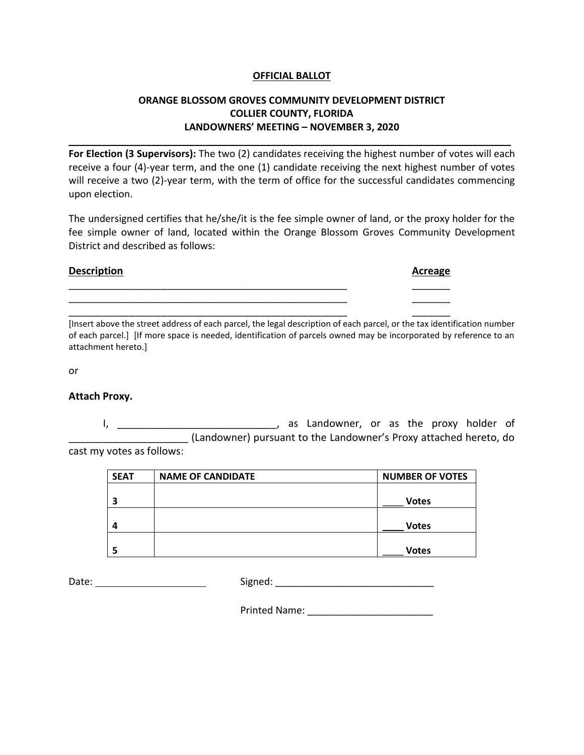**OFFICIAL BALLOT**

**ORANGE BLOSSOM GROVES COMMUNITY DEVELOPMENT DISTRICT**
**COLLIER COUNTY, FLORIDA**
**LANDOWNERS' MEETING – NOVEMBER 3, 2020**

---

**For Election (3 Supervisors):** The two (2) candidates receiving the highest number of votes will each receive a four (4)-year term, and the one (1) candidate receiving the next highest number of votes will receive a two (2)-year term, with the term of office for the successful candidates commencing upon election.

The undersigned certifies that he/she/it is the fee simple owner of land, or the proxy holder for the fee simple owner of land, located within the Orange Blossom Groves Community Development District and described as follows:

| **Description** | **Acreage** |
|---|---|
| _______________________________________________ | _______ |
| _______________________________________________ | _______ |
| _______________________________________________ | _______ |

[Insert above the street address of each parcel, the legal description of each parcel, or the tax identification number of each parcel.] [If more space is needed, identification of parcels owned may be incorporated by reference to an attachment hereto.]

or

**Attach Proxy.**

I, ___________________________, as Landowner, or as the proxy holder of ____________________ (Landowner) pursuant to the Landowner's Proxy attached hereto, do cast my votes as follows:

| SEAT | NAME OF CANDIDATE | NUMBER OF VOTES |
|---|---|---|
| 3 | | ____ Votes |
| 4 | | ____ Votes |
| 5 | | ____ Votes |

Date: ____________________ Signed: ____________________________

Printed Name: ______________________